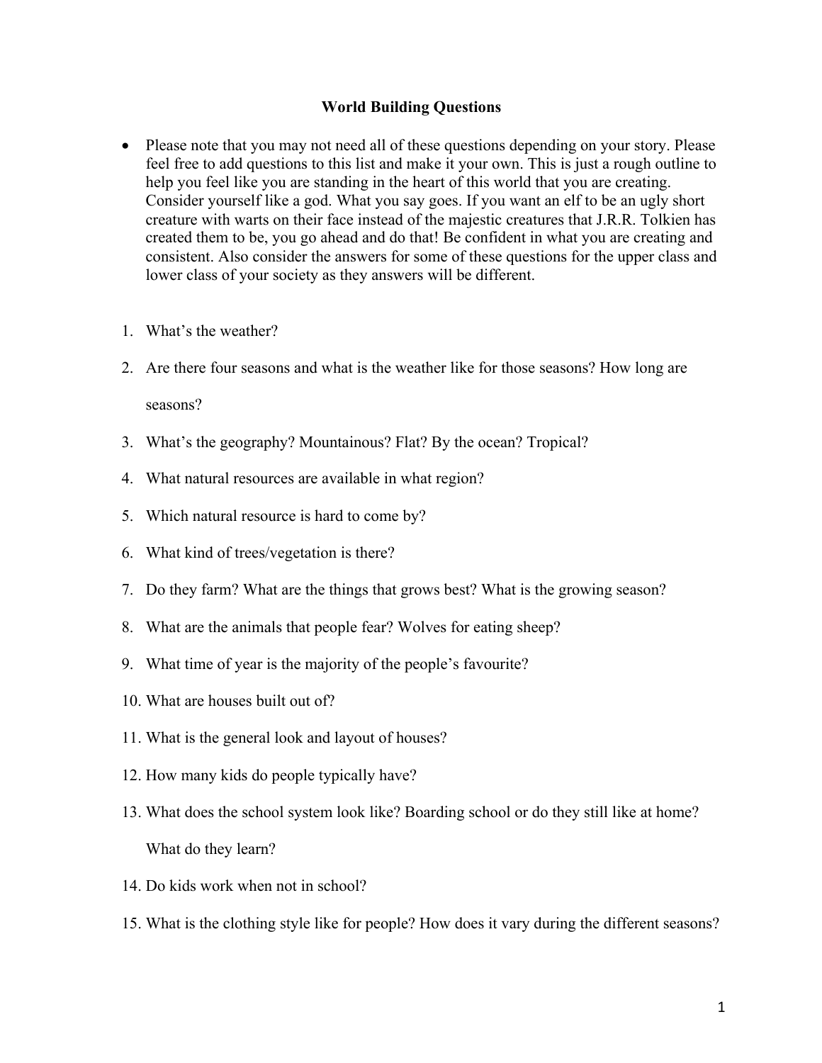# World Building Questions

- Please note that you may not need all of these questions depending on your story. Please feel free to add questions to this list and make it your own. This is just a rough outline to help you feel like you are standing in the heart of this world that you are creating. Consider yourself like a god. What you say goes. If you want an elf to be an ugly short creature with warts on their face instead of the majestic creatures that J.R.R. Tolkien has created them to be, you go ahead and do that! Be confident in what you are creating and consistent. Also consider the answers for some of these questions for the upper class and lower class of your society as they answers will be different.

1. What's the weather?
2. Are there four seasons and what is the weather like for those seasons? How long are seasons?
3. What's the geography? Mountainous? Flat? By the ocean? Tropical?
4. What natural resources are available in what region?
5. Which natural resource is hard to come by?
6. What kind of trees/vegetation is there?
7. Do they farm? What are the things that grows best? What is the growing season?
8. What are the animals that people fear? Wolves for eating sheep?
9. What time of year is the majority of the people's favourite?
10. What are houses built out of?
11. What is the general look and layout of houses?
12. How many kids do people typically have?
13. What does the school system look like? Boarding school or do they still like at home? What do they learn?
14. Do kids work when not in school?
15. What is the clothing style like for people? How does it vary during the different seasons?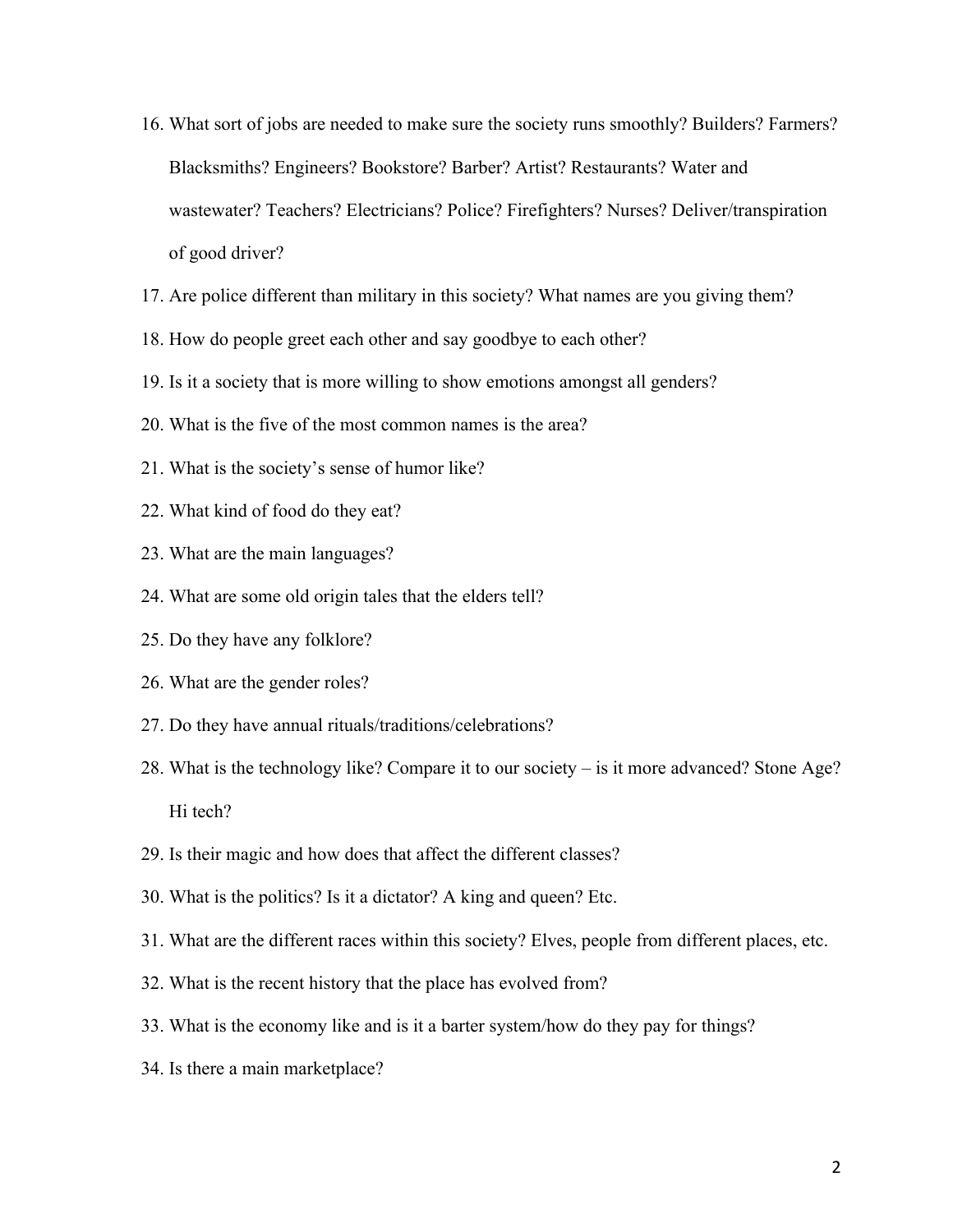16. What sort of jobs are needed to make sure the society runs smoothly? Builders? Farmers? Blacksmiths? Engineers? Bookstore? Barber? Artist? Restaurants? Water and wastewater? Teachers? Electricians? Police? Firefighters? Nurses? Deliver/transpiration of good driver?
17. Are police different than military in this society? What names are you giving them?
18. How do people greet each other and say goodbye to each other?
19. Is it a society that is more willing to show emotions amongst all genders?
20. What is the five of the most common names is the area?
21. What is the society's sense of humor like?
22. What kind of food do they eat?
23. What are the main languages?
24. What are some old origin tales that the elders tell?
25. Do they have any folklore?
26. What are the gender roles?
27. Do they have annual rituals/traditions/celebrations?
28. What is the technology like? Compare it to our society – is it more advanced? Stone Age? Hi tech?
29. Is their magic and how does that affect the different classes?
30. What is the politics? Is it a dictator? A king and queen? Etc.
31. What are the different races within this society? Elves, people from different places, etc.
32. What is the recent history that the place has evolved from?
33. What is the economy like and is it a barter system/how do they pay for things?
34. Is there a main marketplace?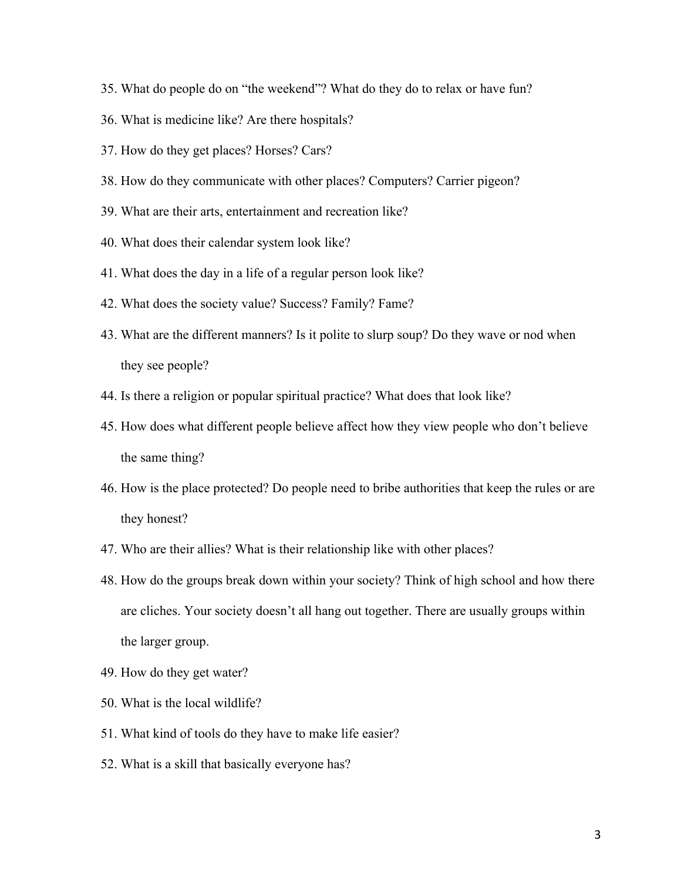35. What do people do on "the weekend"? What do they do to relax or have fun?
36. What is medicine like? Are there hospitals?
37. How do they get places? Horses? Cars?
38. How do they communicate with other places? Computers? Carrier pigeon?
39. What are their arts, entertainment and recreation like?
40. What does their calendar system look like?
41. What does the day in a life of a regular person look like?
42. What does the society value? Success? Family? Fame?
43. What are the different manners? Is it polite to slurp soup? Do they wave or nod when they see people?
44. Is there a religion or popular spiritual practice? What does that look like?
45. How does what different people believe affect how they view people who don't believe the same thing?
46. How is the place protected? Do people need to bribe authorities that keep the rules or are they honest?
47. Who are their allies? What is their relationship like with other places?
48. How do the groups break down within your society? Think of high school and how there are cliches. Your society doesn't all hang out together. There are usually groups within the larger group.
49. How do they get water?
50. What is the local wildlife?
51. What kind of tools do they have to make life easier?
52. What is a skill that basically everyone has?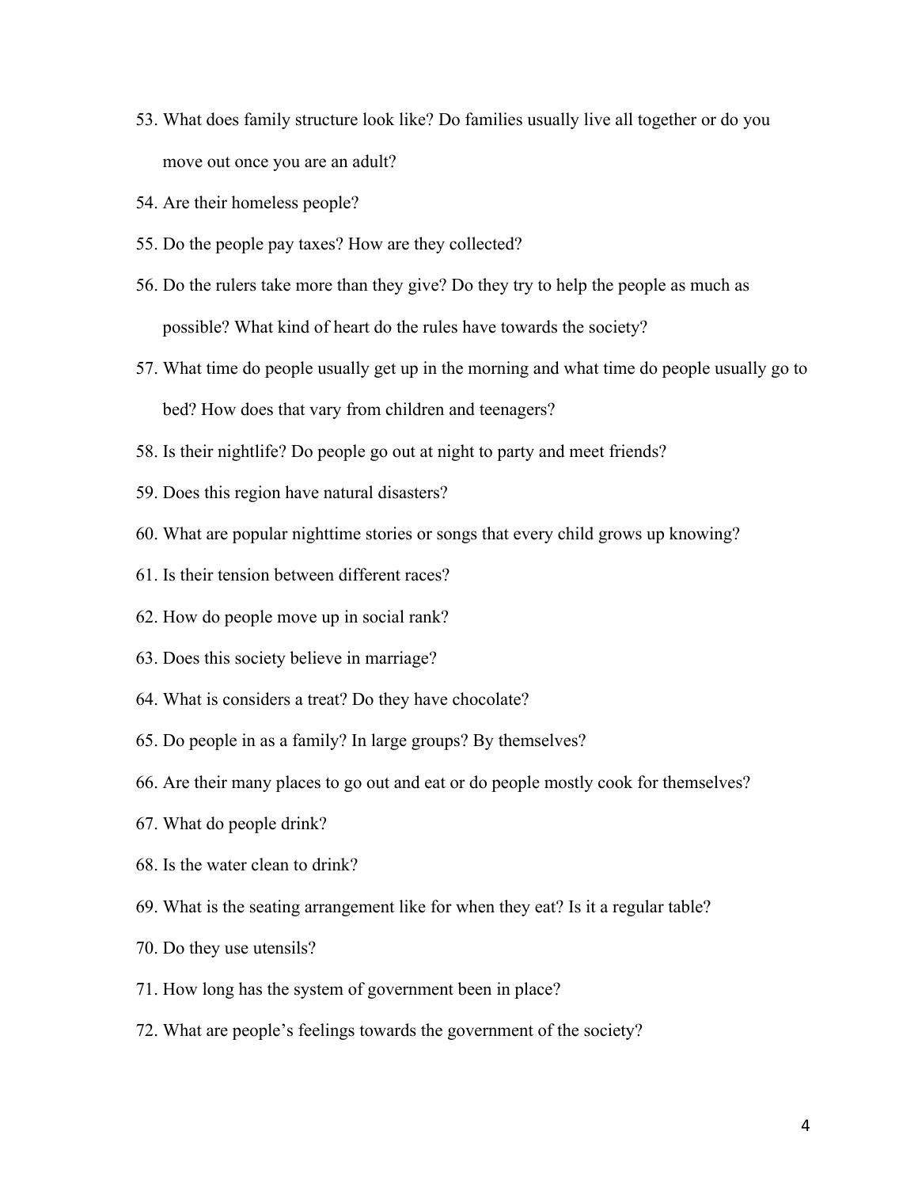53. What does family structure look like? Do families usually live all together or do you move out once you are an adult?
54. Are their homeless people?
55. Do the people pay taxes? How are they collected?
56. Do the rulers take more than they give? Do they try to help the people as much as possible? What kind of heart do the rules have towards the society?
57. What time do people usually get up in the morning and what time do people usually go to bed? How does that vary from children and teenagers?
58. Is their nightlife? Do people go out at night to party and meet friends?
59. Does this region have natural disasters?
60. What are popular nighttime stories or songs that every child grows up knowing?
61. Is their tension between different races?
62. How do people move up in social rank?
63. Does this society believe in marriage?
64. What is considers a treat? Do they have chocolate?
65. Do people in as a family? In large groups? By themselves?
66. Are their many places to go out and eat or do people mostly cook for themselves?
67. What do people drink?
68. Is the water clean to drink?
69. What is the seating arrangement like for when they eat? Is it a regular table?
70. Do they use utensils?
71. How long has the system of government been in place?
72. What are people's feelings towards the government of the society?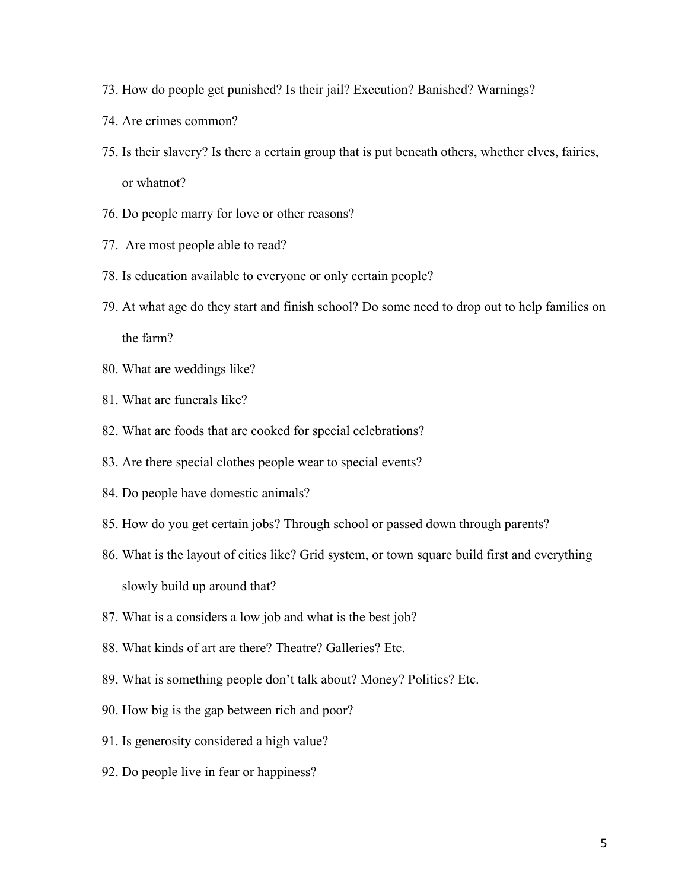73. How do people get punished? Is their jail? Execution? Banished? Warnings?
74. Are crimes common?
75. Is their slavery? Is there a certain group that is put beneath others, whether elves, fairies, or whatnot?
76. Do people marry for love or other reasons?
77. Are most people able to read?
78. Is education available to everyone or only certain people?
79. At what age do they start and finish school? Do some need to drop out to help families on the farm?
80. What are weddings like?
81. What are funerals like?
82. What are foods that are cooked for special celebrations?
83. Are there special clothes people wear to special events?
84. Do people have domestic animals?
85. How do you get certain jobs? Through school or passed down through parents?
86. What is the layout of cities like? Grid system, or town square build first and everything slowly build up around that?
87. What is a considers a low job and what is the best job?
88. What kinds of art are there? Theatre? Galleries? Etc.
89. What is something people don't talk about? Money? Politics? Etc.
90. How big is the gap between rich and poor?
91. Is generosity considered a high value?
92. Do people live in fear or happiness?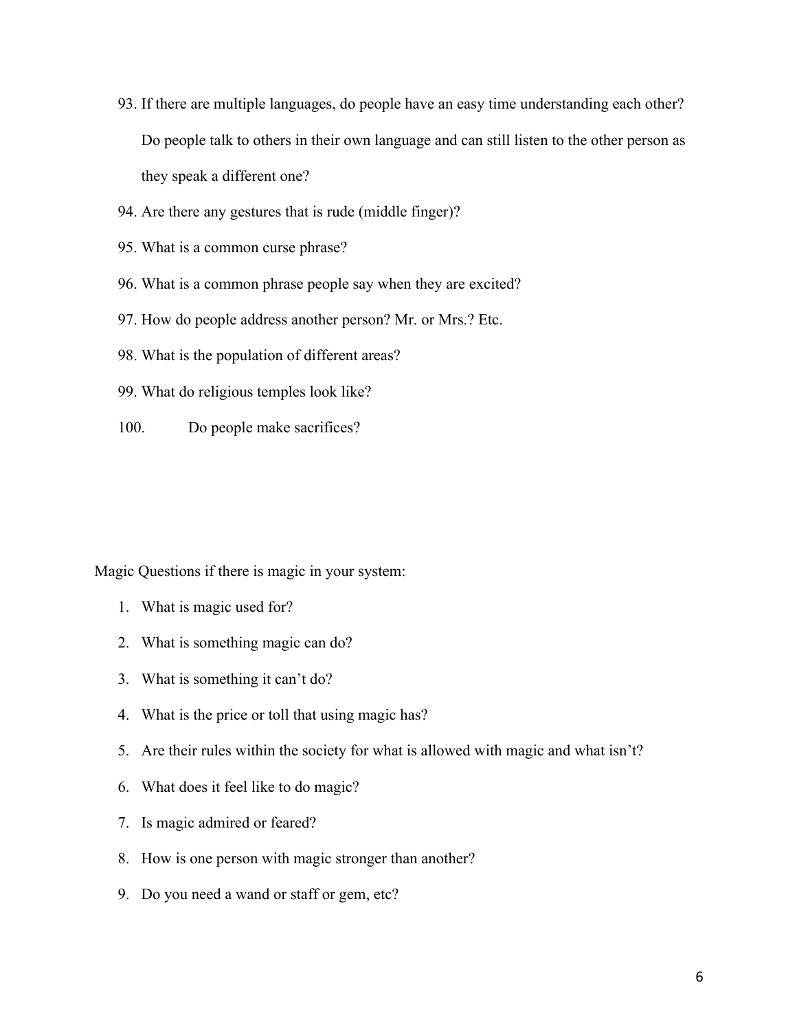93. If there are multiple languages, do people have an easy time understanding each other? Do people talk to others in their own language and can still listen to the other person as they speak a different one?
94. Are there any gestures that is rude (middle finger)?
95. What is a common curse phrase?
96. What is a common phrase people say when they are excited?
97. How do people address another person? Mr. or Mrs.? Etc.
98. What is the population of different areas?
99. What do religious temples look like?
100. Do people make sacrifices?

Magic Questions if there is magic in your system:

1. What is magic used for?
2. What is something magic can do?
3. What is something it can't do?
4. What is the price or toll that using magic has?
5. Are their rules within the society for what is allowed with magic and what isn't?
6. What does it feel like to do magic?
7. Is magic admired or feared?
8. How is one person with magic stronger than another?
9. Do you need a wand or staff or gem, etc?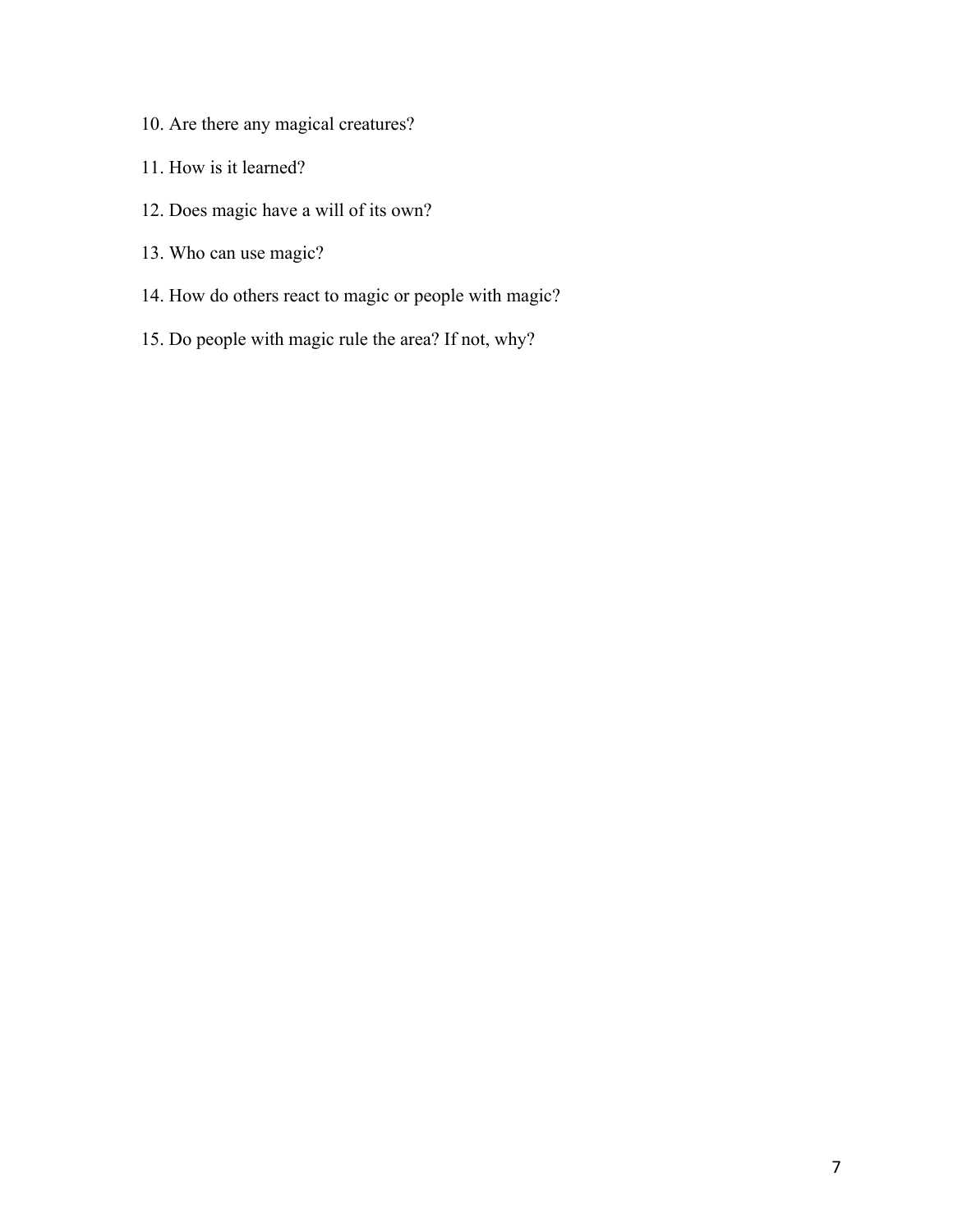10. Are there any magical creatures?

11. How is it learned?

12. Does magic have a will of its own?

13. Who can use magic?

14. How do others react to magic or people with magic?

15. Do people with magic rule the area? If not, why?